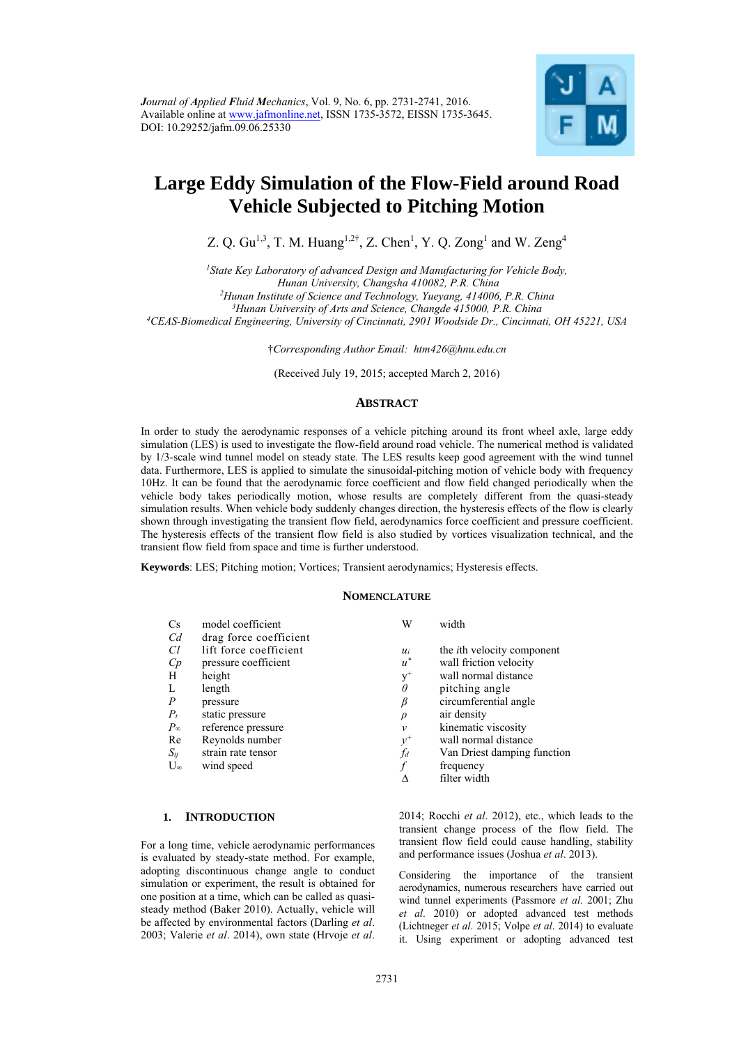*Journal of Applied Fluid Mechanics*, Vol. 9, No. 6, pp. 2731-2741, 2016.
Available online at www.jafmonline.net, ISSN 1735-3572, EISSN 1735-3645.
DOI: 10.29252/jafm.09.06.25330

# Large Eddy Simulation of the Flow-Field around Road Vehicle Subjected to Pitching Motion

Z. Q. Gu[1,3], T. M. Huang[1,2†], Z. Chen[1], Y. Q. Zong[1] and W. Zeng[4]

[1] *State Key Laboratory of advanced Design and Manufacturing for Vehicle Body, Hunan University, Changsha 410082, P.R. China*
[2] *Hunan Institute of Science and Technology, Yueyang, 414006, P.R. China*
[3] *Hunan University of Arts and Science, Changde 415000, P.R. China*
[4] *CEAS-Biomedical Engineering, University of Cincinnati, 2901 Woodside Dr., Cincinnati, OH 45221, USA*

†*Corresponding Author Email: htm426@hnu.edu.cn*

(Received July 19, 2015; accepted March 2, 2016)

## ABSTRACT

In order to study the aerodynamic responses of a vehicle pitching around its front wheel axle, large eddy simulation (LES) is used to investigate the flow-field around road vehicle. The numerical method is validated by 1/3-scale wind tunnel model on steady state. The LES results keep good agreement with the wind tunnel data. Furthermore, LES is applied to simulate the sinusoidal-pitching motion of vehicle body with frequency 10Hz. It can be found that the aerodynamic force coefficient and flow field changed periodically when the vehicle body takes periodically motion, whose results are completely different from the quasi-steady simulation results. When vehicle body suddenly changes direction, the hysteresis effects of the flow is clearly shown through investigating the transient flow field, aerodynamics force coefficient and pressure coefficient. The hysteresis effects of the transient flow field is also studied by vortices visualization technical, and the transient flow field from space and time is further understood.

**Keywords**: LES; Pitching motion; Vortices; Transient aerodynamics; Hysteresis effects.

## NOMENCLATURE

| | | | |
|---|---|---|---|
| Cs | model coefficient | W | width |
| *Cd* | drag force coefficient | | |
| *Cl* | lift force coefficient | $u_i$ | the *i*th velocity component |
| *Cp* | pressure coefficient | $u^*$ | wall friction velocity |
| H | height | $y^+$ | wall normal distance |
| L | length | $\theta$ | pitching angle |
| *P* | pressure | $\beta$ | circumferential angle |
| $P_t$ | static pressure | $\rho$ | air density |
| $P_\infty$ | reference pressure | $v$ | kinematic viscosity |
| Re | Reynolds number | $y^+$ | wall normal distance |
| $S_{ij}$ | strain rate tensor | $f_d$ | Van Driest damping function |
| $U_\infty$ | wind speed | $f$ | frequency |
| | | $\Delta$ | filter width |

## 1. INTRODUCTION

For a long time, vehicle aerodynamic performances is evaluated by steady-state method. For example, adopting discontinuous change angle to conduct simulation or experiment, the result is obtained for one position at a time, which can be called as quasi-steady method (Baker 2010). Actually, vehicle will be affected by environmental factors (Darling *et al*. 2003; Valerie *et al*. 2014), own state (Hrvoje *et al*. 2014; Rocchi *et al*. 2012), etc., which leads to the transient change process of the flow field. The transient flow field could cause handling, stability and performance issues (Joshua *et al*. 2013).

Considering the importance of the transient aerodynamics, numerous researchers have carried out wind tunnel experiments (Passmore *et al.* 2001; Zhu *et al.* 2010) or adopted advanced test methods (Lichtneger *et al*. 2015; Volpe *et al*. 2014) to evaluate it. Using experiment or adopting advanced test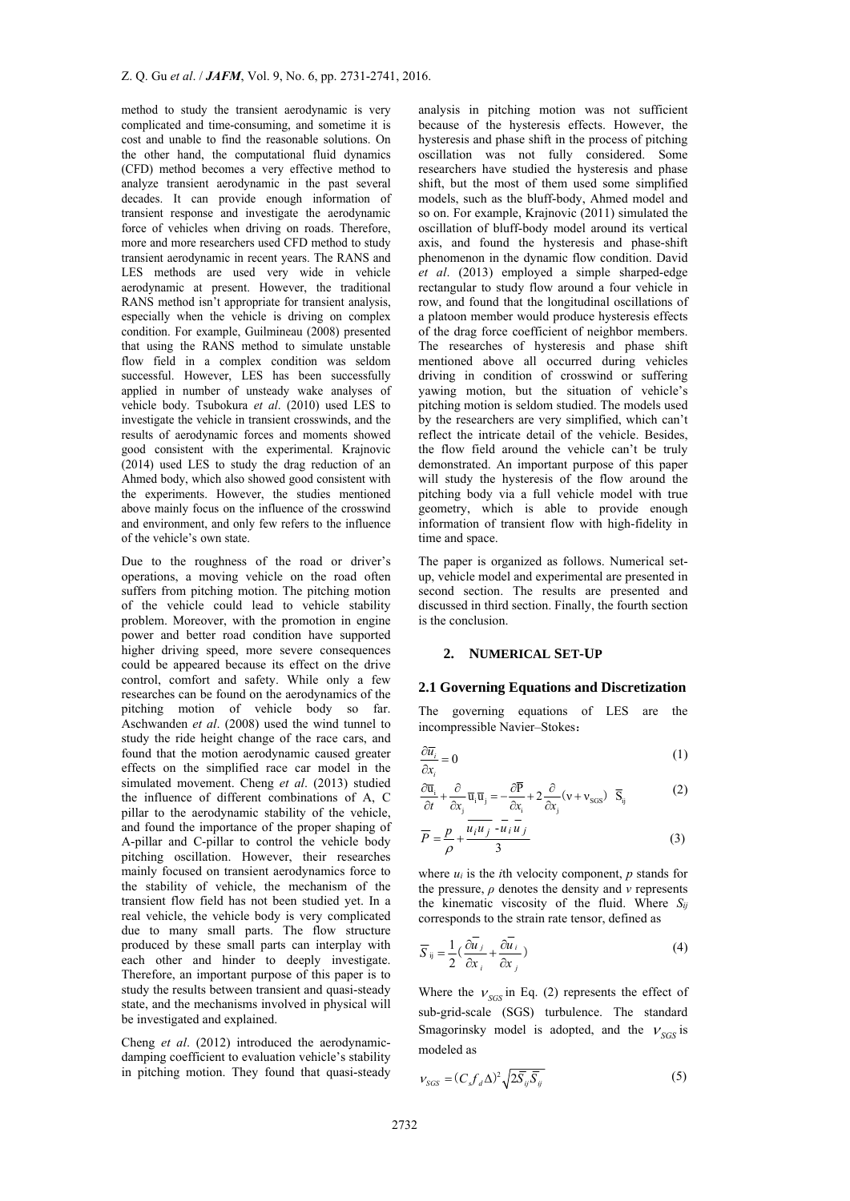method to study the transient aerodynamic is very complicated and time-consuming, and sometime it is cost and unable to find the reasonable solutions. On the other hand, the computational fluid dynamics (CFD) method becomes a very effective method to analyze transient aerodynamic in the past several decades. It can provide enough information of transient response and investigate the aerodynamic force of vehicles when driving on roads. Therefore, more and more researchers used CFD method to study transient aerodynamic in recent years. The RANS and LES methods are used very wide in vehicle aerodynamic at present. However, the traditional RANS method isn't appropriate for transient analysis, especially when the vehicle is driving on complex condition. For example, Guilmineau (2008) presented that using the RANS method to simulate unstable flow field in a complex condition was seldom successful. However, LES has been successfully applied in number of unsteady wake analyses of vehicle body. Tsubokura *et al*. (2010) used LES to investigate the vehicle in transient crosswinds, and the results of aerodynamic forces and moments showed good consistent with the experimental. Krajnovic (2014) used LES to study the drag reduction of an Ahmed body, which also showed good consistent with the experiments. However, the studies mentioned above mainly focus on the influence of the crosswind and environment, and only few refers to the influence of the vehicle's own state.

Due to the roughness of the road or driver's operations, a moving vehicle on the road often suffers from pitching motion. The pitching motion of the vehicle could lead to vehicle stability problem. Moreover, with the promotion in engine power and better road condition have supported higher driving speed, more severe consequences could be appeared because its effect on the drive control, comfort and safety. While only a few researches can be found on the aerodynamics of the pitching motion of vehicle body so far. Aschwanden *et al*. (2008) used the wind tunnel to study the ride height change of the race cars, and found that the motion aerodynamic caused greater effects on the simplified race car model in the simulated movement. Cheng *et al*. (2013) studied the influence of different combinations of A, C pillar to the aerodynamic stability of the vehicle, and found the importance of the proper shaping of A-pillar and C-pillar to control the vehicle body pitching oscillation. However, their researches mainly focused on transient aerodynamics force to the stability of vehicle, the mechanism of the transient flow field has not been studied yet. In a real vehicle, the vehicle body is very complicated due to many small parts. The flow structure produced by these small parts can interplay with each other and hinder to deeply investigate. Therefore, an important purpose of this paper is to study the results between transient and quasi-steady state, and the mechanisms involved in physical will be investigated and explained.

Cheng *et al*. (2012) introduced the aerodynamic-damping coefficient to evaluation vehicle's stability in pitching motion. They found that quasi-steady analysis in pitching motion was not sufficient because of the hysteresis effects. However, the hysteresis and phase shift in the process of pitching oscillation was not fully considered. Some researchers have studied the hysteresis and phase shift, but the most of them used some simplified models, such as the bluff-body, Ahmed model and so on. For example, Krajnovic (2011) simulated the oscillation of bluff-body model around its vertical axis, and found the hysteresis and phase-shift phenomenon in the dynamic flow condition. David *et al*. (2013) employed a simple sharped-edge rectangular to study flow around a four vehicle in row, and found that the longitudinal oscillations of a platoon member would produce hysteresis effects of the drag force coefficient of neighbor members. The researches of hysteresis and phase shift mentioned above all occurred during vehicles driving in condition of crosswind or suffering yawing motion, but the situation of vehicle's pitching motion is seldom studied. The models used by the researchers are very simplified, which can't reflect the intricate detail of the vehicle. Besides, the flow field around the vehicle can't be truly demonstrated. An important purpose of this paper will study the hysteresis of the flow around the pitching body via a full vehicle model with true geometry, which is able to provide enough information of transient flow with high-fidelity in time and space.

The paper is organized as follows. Numerical set-up, vehicle model and experimental are presented in second section. The results are presented and discussed in third section. Finally, the fourth section is the conclusion.

## 2. NUMERICAL SET-UP

### 2.1 Governing Equations and Discretization

The governing equations of LES are the incompressible Navier–Stokes：

$$\frac{\partial \overline{u}_i}{\partial x_i} = 0 \tag{1}$$

$$\frac{\partial \overline{u}_i}{\partial t} + \frac{\partial}{\partial x_j}\overline{u}_i\overline{u}_j = -\frac{\partial \overline{P}}{\partial x_i} + 2\frac{\partial}{\partial x_j}(\nu + \nu_{SGS})\ \overline{S}_{ij} \tag{2}$$

$$\overline{P} = \frac{p}{\rho} + \frac{\overline{u_i u_j} - \overline{u}_i\overline{u}_j}{3} \tag{3}$$

where $u_i$ is the $i$th velocity component, $p$ stands for the pressure, $\rho$ denotes the density and $\nu$ represents the kinematic viscosity of the fluid. Where $S_{ij}$ corresponds to the strain rate tensor, defined as

$$\overline{S}_{ij} = \frac{1}{2}\left(\frac{\partial \overline{u}_j}{\partial x_i} + \frac{\partial \overline{u}_i}{\partial x_j}\right) \tag{4}$$

Where the $\nu_{SGS}$ in Eq. (2) represents the effect of sub-grid-scale (SGS) turbulence. The standard Smagorinsky model is adopted, and the $\nu_{SGS}$ is modeled as

$$\nu_{SGS} = (C_s f_d \Delta)^2 \sqrt{2\overline{S}_{ij}\overline{S}_{ij}} \tag{5}$$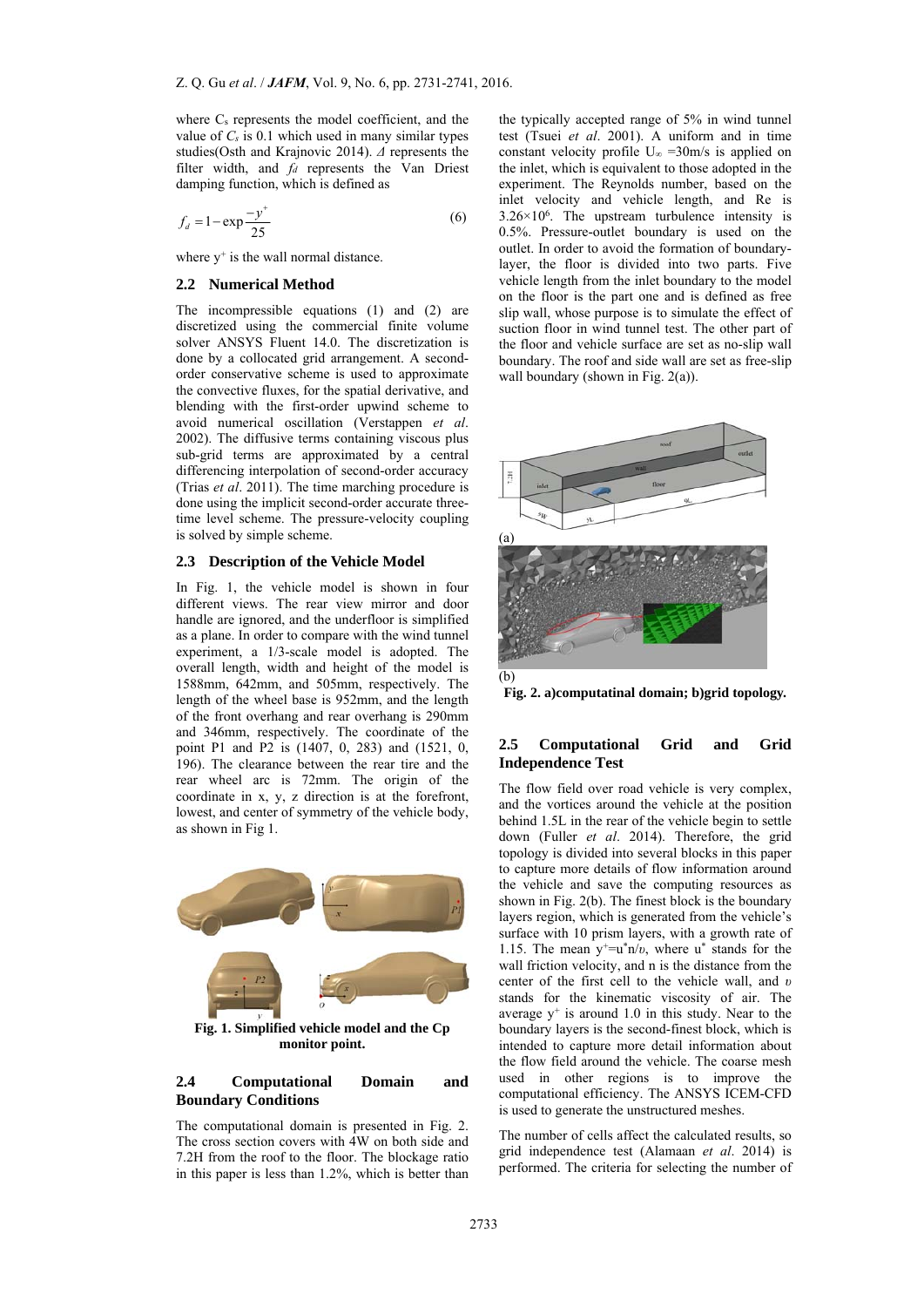where $C_s$ represents the model coefficient, and the value of $C_s$ is 0.1 which used in many similar types studies(Osth and Krajnovic 2014). $\Delta$ represents the filter width, and $f_d$ represents the Van Driest damping function, which is defined as

$$f_d = 1 - \exp\frac{-y^+}{25} \tag{6}$$

where $y^+$ is the wall normal distance.

## 2.2 Numerical Method

The incompressible equations (1) and (2) are discretized using the commercial finite volume solver ANSYS Fluent 14.0. The discretization is done by a collocated grid arrangement. A second-order conservative scheme is used to approximate the convective fluxes, for the spatial derivative, and blending with the first-order upwind scheme to avoid numerical oscillation (Verstappen *et al*. 2002). The diffusive terms containing viscous plus sub-grid terms are approximated by a central differencing interpolation of second-order accuracy (Trias *et al*. 2011). The time marching procedure is done using the implicit second-order accurate three-time level scheme. The pressure-velocity coupling is solved by simple scheme.

## 2.3 Description of the Vehicle Model

In Fig. 1, the vehicle model is shown in four different views. The rear view mirror and door handle are ignored, and the underfloor is simplified as a plane. In order to compare with the wind tunnel experiment, a 1/3-scale model is adopted. The overall length, width and height of the model is 1588mm, 642mm, and 505mm, respectively. The length of the wheel base is 952mm, and the length of the front overhang and rear overhang is 290mm and 346mm, respectively. The coordinate of the point P1 and P2 is (1407, 0, 283) and (1521, 0, 196). The clearance between the rear tire and the rear wheel arc is 72mm. The origin of the coordinate in x, y, z direction is at the forefront, lowest, and center of symmetry of the vehicle body, as shown in Fig 1.

**Fig. 1. Simplified vehicle model and the Cp monitor point.**

## 2.4 Computational Domain and Boundary Conditions

The computational domain is presented in Fig. 2. The cross section covers with 4W on both side and 7.2H from the roof to the floor. The blockage ratio in this paper is less than 1.2%, which is better than the typically accepted range of 5% in wind tunnel test (Tsuei *et al*. 2001). A uniform and in time constant velocity profile $U_\infty$ =30m/s is applied on the inlet, which is equivalent to those adopted in the experiment. The Reynolds number, based on the inlet velocity and vehicle length, and Re is $3.26\times10^6$. The upstream turbulence intensity is 0.5%. Pressure-outlet boundary is used on the outlet. In order to avoid the formation of boundary-layer, the floor is divided into two parts. Five vehicle length from the inlet boundary to the model on the floor is the part one and is defined as free slip wall, whose purpose is to simulate the effect of suction floor in wind tunnel test. The other part of the floor and vehicle surface are set as no-slip wall boundary. The roof and side wall are set as free-slip wall boundary (shown in Fig. 2(a)).

(a)

(b)

**Fig. 2. a)computatinal domain; b)grid topology.**

## 2.5 Computational Grid and Grid Independence Test

The flow field over road vehicle is very complex, and the vortices around the vehicle at the position behind 1.5L in the rear of the vehicle begin to settle down (Fuller *et al*. 2014). Therefore, the grid topology is divided into several blocks in this paper to capture more details of flow information around the vehicle and save the computing resources as shown in Fig. 2(b). The finest block is the boundary layers region, which is generated from the vehicle's surface with 10 prism layers, with a growth rate of 1.15. The mean $y^+=u^*n/\upsilon$, where $u^*$ stands for the wall friction velocity, and n is the distance from the center of the first cell to the vehicle wall, and $\upsilon$ stands for the kinematic viscosity of air. The average $y^+$ is around 1.0 in this study. Near to the boundary layers is the second-finest block, which is intended to capture more detail information about the flow field around the vehicle. The coarse mesh used in other regions is to improve the computational efficiency. The ANSYS ICEM-CFD is used to generate the unstructured meshes.

The number of cells affect the calculated results, so grid independence test (Alamaan *et al*. 2014) is performed. The criteria for selecting the number of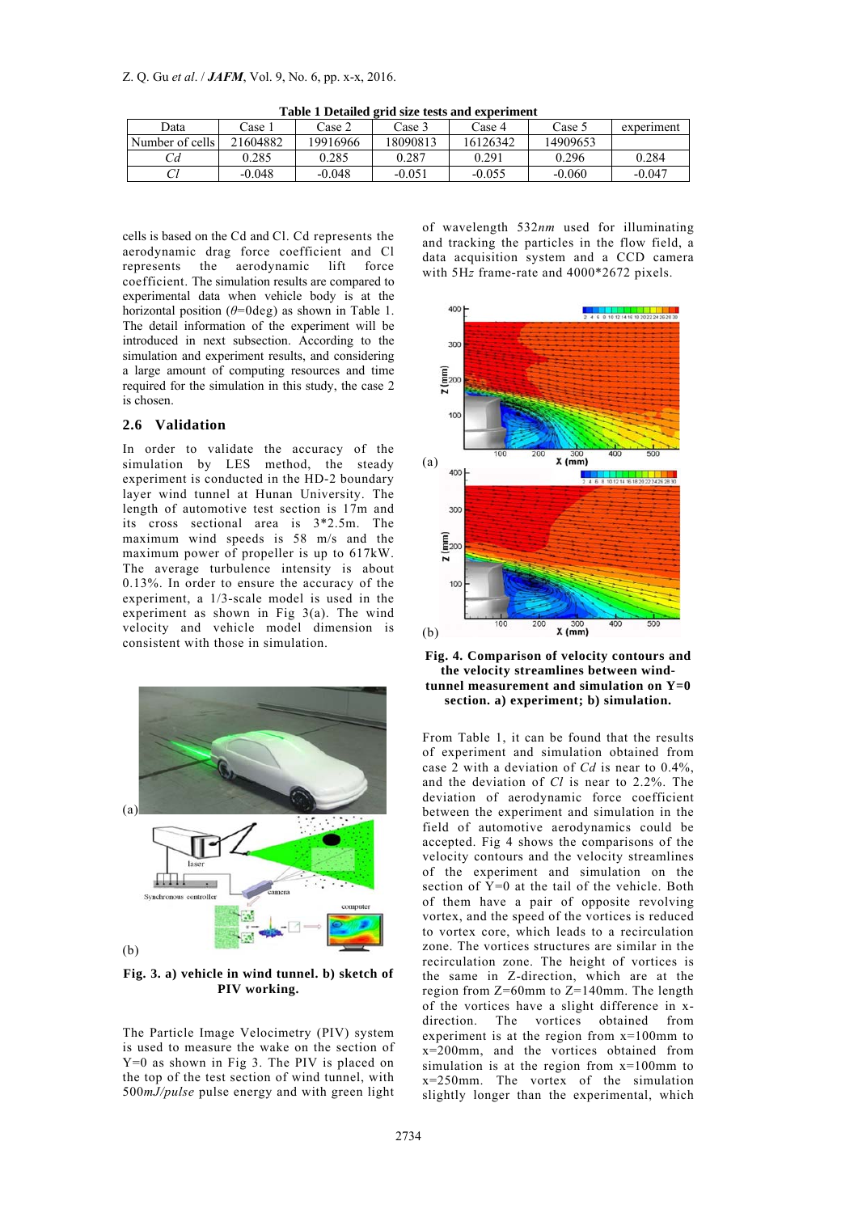**Table 1 Detailed grid size tests and experiment**

| Data | Case 1 | Case 2 | Case 3 | Case 4 | Case 5 | experiment |
|---|---|---|---|---|---|---|
| Number of cells | 21604882 | 19916966 | 18090813 | 16126342 | 14909653 | |
| *Cd* | 0.285 | 0.285 | 0.287 | 0.291 | 0.296 | 0.284 |
| *Cl* | -0.048 | -0.048 | -0.051 | -0.055 | -0.060 | -0.047 |

cells is based on the Cd and Cl. Cd represents the aerodynamic drag force coefficient and Cl represents the aerodynamic lift force coefficient. The simulation results are compared to experimental data when vehicle body is at the horizontal position ($\theta$=0deg) as shown in Table 1. The detail information of the experiment will be introduced in next subsection. According to the simulation and experiment results, and considering a large amount of computing resources and time required for the simulation in this study, the case 2 is chosen.

### 2.6 Validation

In order to validate the accuracy of the simulation by LES method, the steady experiment is conducted in the HD-2 boundary layer wind tunnel at Hunan University. The length of automotive test section is 17m and its cross sectional area is 3*2.5m. The maximum wind speeds is 58 m/s and the maximum power of propeller is up to 617kW. The average turbulence intensity is about 0.13%. In order to ensure the accuracy of the experiment, a 1/3-scale model is used in the experiment as shown in Fig 3(a). The wind velocity and vehicle model dimension is consistent with those in simulation.

**Fig. 3. a) vehicle in wind tunnel. b) sketch of PIV working.**

The Particle Image Velocimetry (PIV) system is used to measure the wake on the section of Y=0 as shown in Fig 3. The PIV is placed on the top of the test section of wind tunnel, with 500*mJ/pulse* pulse energy and with green light of wavelength 532*nm* used for illuminating and tracking the particles in the flow field, a data acquisition system and a CCD camera with 5H*z* frame-rate and 4000*2672 pixels.

**Fig. 4. Comparison of velocity contours and the velocity streamlines between wind-tunnel measurement and simulation on Y=0 section. a) experiment; b) simulation.**

From Table 1, it can be found that the results of experiment and simulation obtained from case 2 with a deviation of *Cd* is near to 0.4%, and the deviation of *Cl* is near to 2.2%. The deviation of aerodynamic force coefficient between the experiment and simulation in the field of automotive aerodynamics could be accepted. Fig 4 shows the comparisons of the velocity contours and the velocity streamlines of the experiment and simulation on the section of Y=0 at the tail of the vehicle. Both of them have a pair of opposite revolving vortex, and the speed of the vortices is reduced to vortex core, which leads to a recirculation zone. The vortices structures are similar in the recirculation zone. The height of vortices is the same in Z-direction, which are at the region from Z=60mm to Z=140mm. The length of the vortices have a slight difference in x-direction. The vortices obtained from experiment is at the region from x=100mm to x=200mm, and the vortices obtained from simulation is at the region from x=100mm to x=250mm. The vortex of the simulation slightly longer than the experimental, which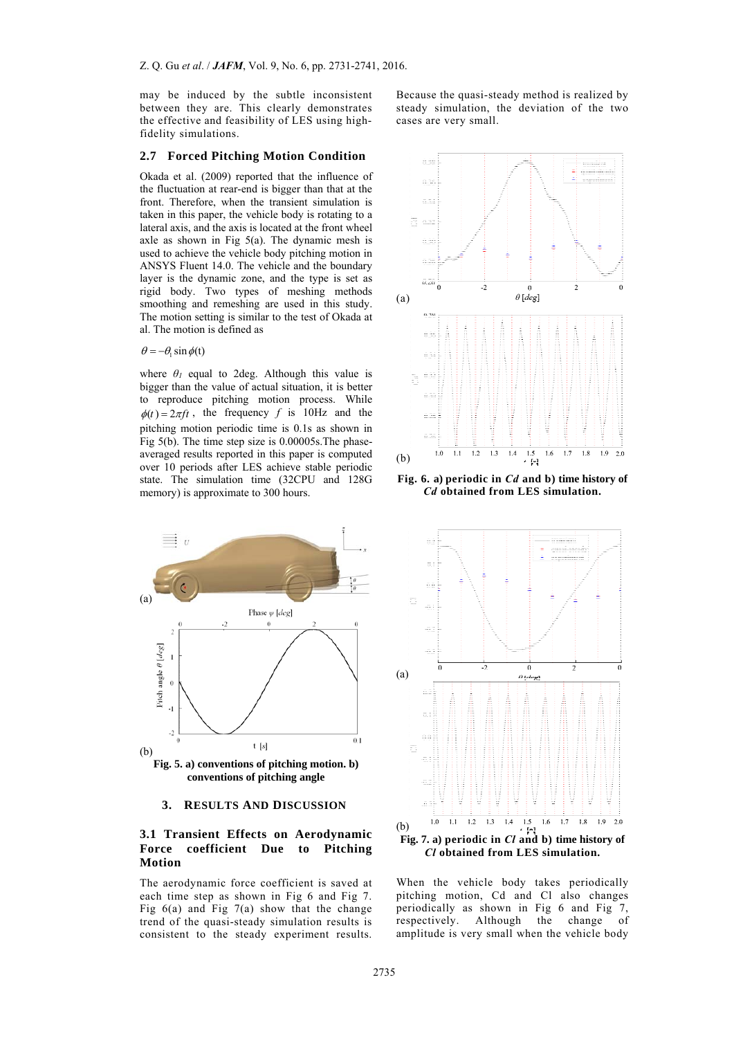may be induced by the subtle inconsistent between they are. This clearly demonstrates the effective and feasibility of LES using high-fidelity simulations.

## 2.7 Forced Pitching Motion Condition

Okada et al. (2009) reported that the influence of the fluctuation at rear-end is bigger than that at the front. Therefore, when the transient simulation is taken in this paper, the vehicle body is rotating to a lateral axis, and the axis is located at the front wheel axle as shown in Fig 5(a). The dynamic mesh is used to achieve the vehicle body pitching motion in ANSYS Fluent 14.0. The vehicle and the boundary layer is the dynamic zone, and the type is set as rigid body. Two types of meshing methods smoothing and remeshing are used in this study. The motion setting is similar to the test of Okada at al. The motion is defined as

$$\theta = -\theta_1 \sin\phi(t)$$

where $\theta_1$ equal to 2deg. Although this value is bigger than the value of actual situation, it is better to reproduce pitching motion process. While $\phi(t) = 2\pi f t$, the frequency $f$ is 10Hz and the pitching motion periodic time is 0.1s as shown in Fig 5(b). The time step size is 0.00005s.The phase-averaged results reported in this paper is computed over 10 periods after LES achieve stable periodic state. The simulation time (32CPU and 128G memory) is approximate to 300 hours.

**Fig. 5. a) conventions of pitching motion. b) conventions of pitching angle**

# 3. RESULTS AND DISCUSSION

## 3.1 Transient Effects on Aerodynamic Force coefficient Due to Pitching Motion

The aerodynamic force coefficient is saved at each time step as shown in Fig 6 and Fig 7. Fig 6(a) and Fig 7(a) show that the change trend of the quasi-steady simulation results is consistent to the steady experiment results. Because the quasi-steady method is realized by steady simulation, the deviation of the two cases are very small.

**Fig. 6. a) periodic in *Cd* and b) time history of *Cd* obtained from LES simulation.**

**Fig. 7. a) periodic in *Cl* and b) time history of *Cl* obtained from LES simulation.**

When the vehicle body takes periodically pitching motion, Cd and Cl also changes periodically as shown in Fig 6 and Fig 7, respectively. Although the change of amplitude is very small when the vehicle body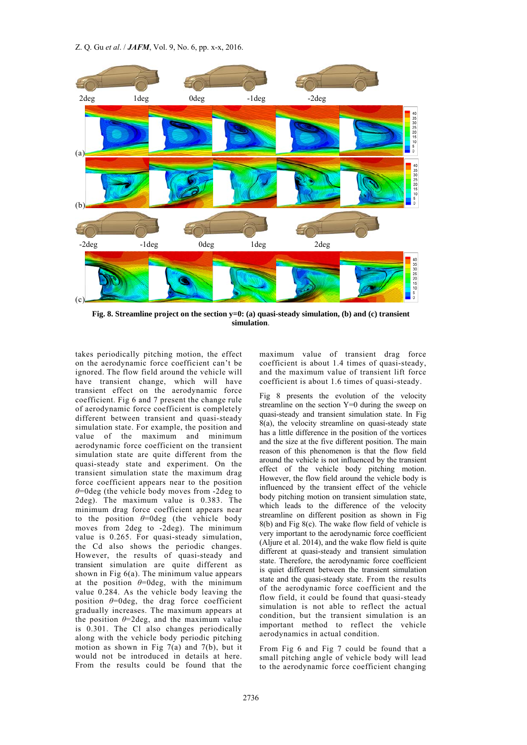Fig. 8. Streamline project on the section y=0: (a) quasi-steady simulation, (b) and (c) transient simulation.

takes periodically pitching motion, the effect on the aerodynamic force coefficient can't be ignored. The flow field around the vehicle will have transient change, which will have transient effect on the aerodynamic force coefficient. Fig 6 and 7 present the change rule of aerodynamic force coefficient is completely different between transient and quasi-steady simulation state. For example, the position and value of the maximum and minimum aerodynamic force coefficient on the transient simulation state are quite different from the quasi-steady state and experiment. On the transient simulation state the maximum drag force coefficient appears near to the position $\theta$=0deg (the vehicle body moves from -2deg to 2deg). The maximum value is 0.383. The minimum drag force coefficient appears near to the position $\theta$=0deg (the vehicle body moves from 2deg to -2deg). The minimum value is 0.265. For quasi-steady simulation, the Cd also shows the periodic changes. However, the results of quasi-steady and transient simulation are quite different as shown in Fig 6(a). The minimum value appears at the position $\theta$=0deg, with the minimum value 0.284. As the vehicle body leaving the position $\theta$=0deg, the drag force coefficient gradually increases. The maximum appears at the position $\theta$=2deg, and the maximum value is 0.301. The Cl also changes periodically along with the vehicle body periodic pitching motion as shown in Fig 7(a) and 7(b), but it would not be introduced in details at here. From the results could be found that the maximum value of transient drag force coefficient is about 1.4 times of quasi-steady, and the maximum value of transient lift force coefficient is about 1.6 times of quasi-steady.

Fig 8 presents the evolution of the velocity streamline on the section Y=0 during the sweep on quasi-steady and transient simulation state. In Fig 8(a), the velocity streamline on quasi-steady state has a little difference in the position of the vortices and the size at the five different position. The main reason of this phenomenon is that the flow field around the vehicle is not influenced by the transient effect of the vehicle body pitching motion. However, the flow field around the vehicle body is influenced by the transient effect of the vehicle body pitching motion on transient simulation state, which leads to the difference of the velocity streamline on different position as shown in Fig 8(b) and Fig 8(c). The wake flow field of vehicle is very important to the aerodynamic force coefficient (Aljure et al. 2014), and the wake flow field is quite different at quasi-steady and transient simulation state. Therefore, the aerodynamic force coefficient is quiet different between the transient simulation state and the quasi-steady state. From the results of the aerodynamic force coefficient and the flow field, it could be found that quasi-steady simulation is not able to reflect the actual condition, but the transient simulation is an important method to reflect the vehicle aerodynamics in actual condition.

From Fig 6 and Fig 7 could be found that a small pitching angle of vehicle body will lead to the aerodynamic force coefficient changing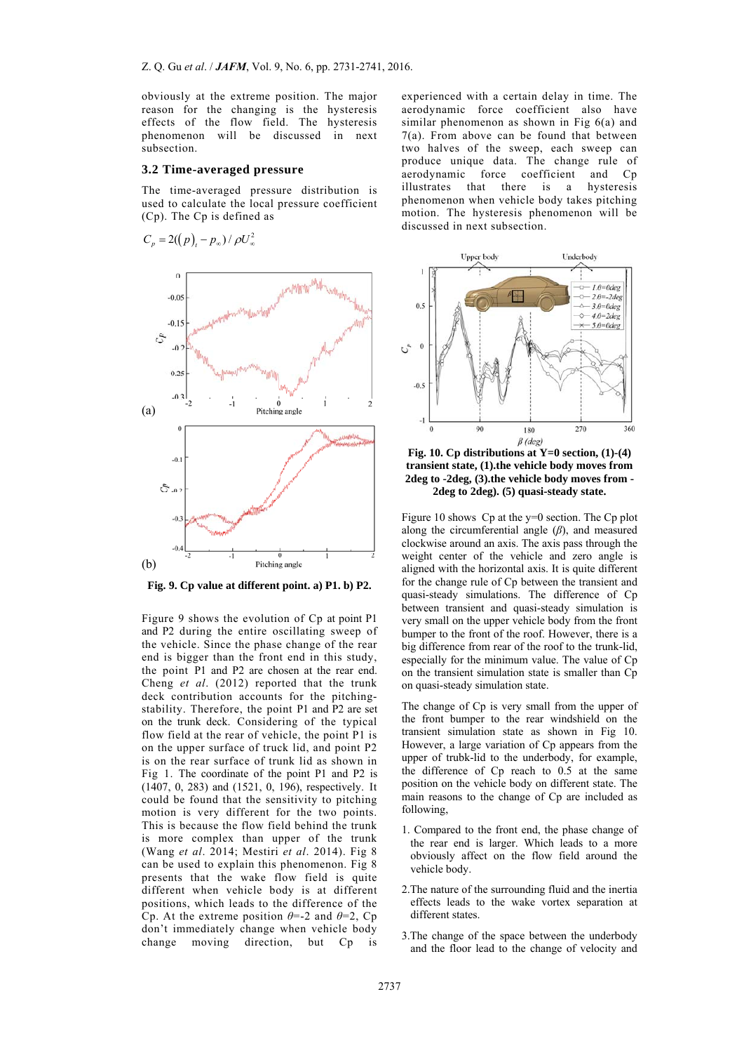obviously at the extreme position. The major reason for the changing is the hysteresis effects of the flow field. The hysteresis phenomenon will be discussed in next subsection.

### 3.2 Time-averaged pressure

The time-averaged pressure distribution is used to calculate the local pressure coefficient (Cp). The Cp is defined as

$$C_p = 2(\langle p \rangle_t - p_\infty) / \rho U_\infty^2$$

**Fig. 9. Cp value at different point. a) P1. b) P2.**

Figure 9 shows the evolution of Cp at point P1 and P2 during the entire oscillating sweep of the vehicle. Since the phase change of the rear end is bigger than the front end in this study, the point P1 and P2 are chosen at the rear end. Cheng *et al*. (2012) reported that the trunk deck contribution accounts for the pitching-stability. Therefore, the point P1 and P2 are set on the trunk deck. Considering of the typical flow field at the rear of vehicle, the point P1 is on the upper surface of truck lid, and point P2 is on the rear surface of trunk lid as shown in Fig 1. The coordinate of the point P1 and P2 is (1407, 0, 283) and (1521, 0, 196), respectively. It could be found that the sensitivity to pitching motion is very different for the two points. This is because the flow field behind the trunk is more complex than upper of the trunk (Wang *et al*. 2014; Mestiri *et al*. 2014). Fig 8 can be used to explain this phenomenon. Fig 8 presents that the wake flow field is quite different when vehicle body is at different positions, which leads to the difference of the Cp. At the extreme position $\theta$=-2 and $\theta$=2, Cp don't immediately change when vehicle body change moving direction, but Cp is experienced with a certain delay in time. The aerodynamic force coefficient also have similar phenomenon as shown in Fig 6(a) and 7(a). From above can be found that between two halves of the sweep, each sweep can produce unique data. The change rule of aerodynamic force coefficient and Cp illustrates that there is a hysteresis phenomenon when vehicle body takes pitching motion. The hysteresis phenomenon will be discussed in next subsection.

**Fig. 10. Cp distributions at Y=0 section, (1)-(4) transient state, (1).the vehicle body moves from 2deg to -2deg, (3).the vehicle body moves from -2deg to 2deg). (5) quasi-steady state.**

Figure 10 shows Cp at the y=0 section. The Cp plot along the circumferential angle ($\beta$), and measured clockwise around an axis. The axis pass through the weight center of the vehicle and zero angle is aligned with the horizontal axis. It is quite different for the change rule of Cp between the transient and quasi-steady simulations. The difference of Cp between transient and quasi-steady simulation is very small on the upper vehicle body from the front bumper to the front of the roof. However, there is a big difference from rear of the roof to the trunk-lid, especially for the minimum value. The value of Cp on the transient simulation state is smaller than Cp on quasi-steady simulation state.

The change of Cp is very small from the upper of the front bumper to the rear windshield on the transient simulation state as shown in Fig 10. However, a large variation of Cp appears from the upper of trubk-lid to the underbody, for example, the difference of Cp reach to 0.5 at the same position on the vehicle body on different state. The main reasons to the change of Cp are included as following,

1. Compared to the front end, the phase change of the rear end is larger. Which leads to a more obviously affect on the flow field around the vehicle body.
2. The nature of the surrounding fluid and the inertia effects leads to the wake vortex separation at different states.
3. The change of the space between the underbody and the floor lead to the change of velocity and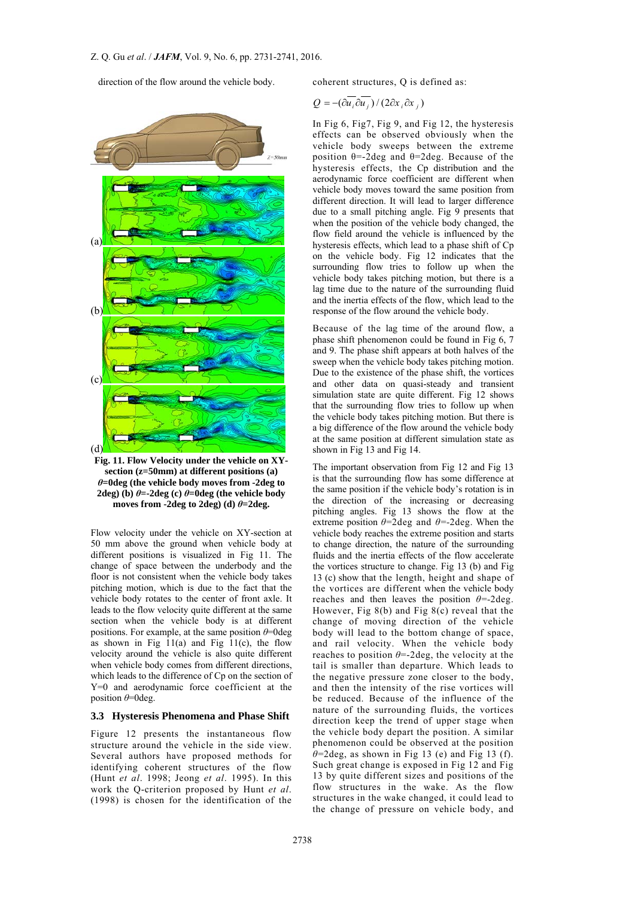direction of the flow around the vehicle body.

**Fig. 11. Flow Velocity under the vehicle on XY-section (z=50mm) at different positions (a) $\theta$=0deg (the vehicle body moves from -2deg to 2deg) (b) $\theta$=-2deg (c) $\theta$=0deg (the vehicle body moves from -2deg to 2deg) (d) $\theta$=2deg.**

Flow velocity under the vehicle on XY-section at 50 mm above the ground when vehicle body at different positions is visualized in Fig 11. The change of space between the underbody and the floor is not consistent when the vehicle body takes pitching motion, which is due to the fact that the vehicle body rotates to the center of front axle. It leads to the flow velocity quite different at the same section when the vehicle body is at different positions. For example, at the same position $\theta$=0deg as shown in Fig 11(a) and Fig 11(c), the flow velocity around the vehicle is also quite different when vehicle body comes from different directions, which leads to the difference of Cp on the section of Y=0 and aerodynamic force coefficient at the position $\theta$=0deg.

### 3.3 Hysteresis Phenomena and Phase Shift

Figure 12 presents the instantaneous flow structure around the vehicle in the side view. Several authors have proposed methods for identifying coherent structures of the flow (Hunt *et al*. 1998; Jeong *et al*. 1995). In this work the Q-criterion proposed by Hunt *et al*. (1998) is chosen for the identification of the coherent structures, Q is defined as:

$$Q = -(\partial \overline{u_i} \partial \overline{u_j}) / (2\partial x_i \partial x_j)$$

In Fig 6, Fig7, Fig 9, and Fig 12, the hysteresis effects can be observed obviously when the vehicle body sweeps between the extreme position θ=-2deg and θ=2deg. Because of the hysteresis effects, the Cp distribution and the aerodynamic force coefficient are different when vehicle body moves toward the same position from different direction. It will lead to larger difference due to a small pitching angle. Fig 9 presents that when the position of the vehicle body changed, the flow field around the vehicle is influenced by the hysteresis effects, which lead to a phase shift of Cp on the vehicle body. Fig 12 indicates that the surrounding flow tries to follow up when the vehicle body takes pitching motion, but there is a lag time due to the nature of the surrounding fluid and the inertia effects of the flow, which lead to the response of the flow around the vehicle body.

Because of the lag time of the around flow, a phase shift phenomenon could be found in Fig 6, 7 and 9. The phase shift appears at both halves of the sweep when the vehicle body takes pitching motion. Due to the existence of the phase shift, the vortices and other data on quasi-steady and transient simulation state are quite different. Fig 12 shows that the surrounding flow tries to follow up when the vehicle body takes pitching motion. But there is a big difference of the flow around the vehicle body at the same position at different simulation state as shown in Fig 13 and Fig 14.

The important observation from Fig 12 and Fig 13 is that the surrounding flow has some difference at the same position if the vehicle body's rotation is in the direction of the increasing or decreasing pitching angles. Fig 13 shows the flow at the extreme position $\theta$=2deg and $\theta$=-2deg. When the vehicle body reaches the extreme position and starts to change direction, the nature of the surrounding fluids and the inertia effects of the flow accelerate the vortices structure to change. Fig 13 (b) and Fig 13 (c) show that the length, height and shape of the vortices are different when the vehicle body reaches and then leaves the position $\theta$=-2deg. However, Fig 8(b) and Fig 8(c) reveal that the change of moving direction of the vehicle body will lead to the bottom change of space, and rail velocity. When the vehicle body reaches to position $\theta$=-2deg, the velocity at the tail is smaller than departure. Which leads to the negative pressure zone closer to the body, and then the intensity of the rise vortices will be reduced. Because of the influence of the nature of the surrounding fluids, the vortices direction keep the trend of upper stage when the vehicle body depart the position. A similar phenomenon could be observed at the position $\theta$=2deg, as shown in Fig 13 (e) and Fig 13 (f). Such great change is exposed in Fig 12 and Fig 13 by quite different sizes and positions of the flow structures in the wake. As the flow structures in the wake changed, it could lead to the change of pressure on vehicle body, and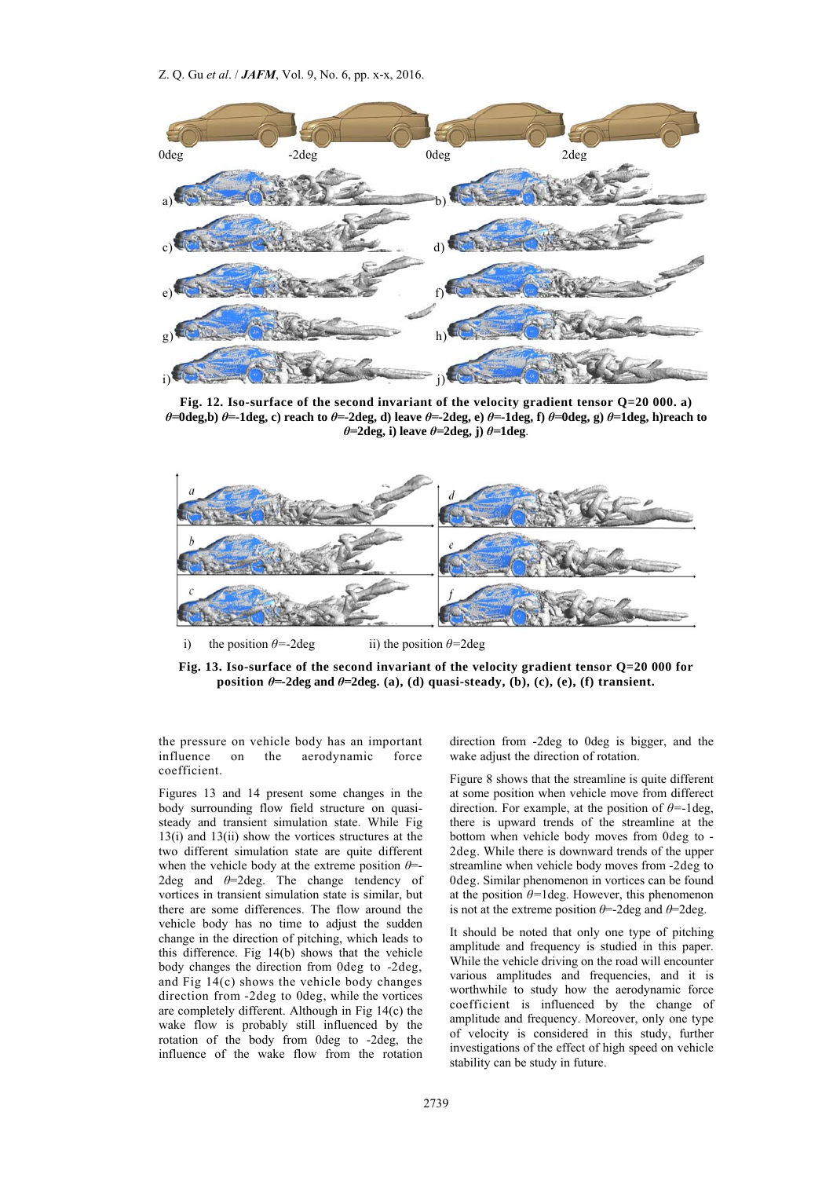**Fig. 12. Iso-surface of the second invariant of the velocity gradient tensor Q=20 000. a) $\theta$=0deg,b) $\theta$=-1deg, c) reach to $\theta$=-2deg, d) leave $\theta$=-2deg, e) $\theta$=-1deg, f) $\theta$=0deg, g) $\theta$=1deg, h)reach to $\theta$=2deg, i) leave $\theta$=2deg, j) $\theta$=1deg**.

i) the position $\theta$=-2deg ii) the position $\theta$=2deg

**Fig. 13. Iso-surface of the second invariant of the velocity gradient tensor Q=20 000 for position $\theta$=-2deg and $\theta$=2deg. (a), (d) quasi-steady, (b), (c), (e), (f) transient.**

the pressure on vehicle body has an important influence on the aerodynamic force coefficient.

Figures 13 and 14 present some changes in the body surrounding flow field structure on quasi-steady and transient simulation state. While Fig 13(i) and 13(ii) show the vortices structures at the two different simulation state are quite different when the vehicle body at the extreme position $\theta$=-2deg and $\theta$=2deg. The change tendency of vortices in transient simulation state is similar, but there are some differences. The flow around the vehicle body has no time to adjust the sudden change in the direction of pitching, which leads to this difference. Fig 14(b) shows that the vehicle body changes the direction from 0deg to -2deg, and Fig 14(c) shows the vehicle body changes direction from -2deg to 0deg, while the vortices are completely different. Although in Fig 14(c) the wake flow is probably still influenced by the rotation of the body from 0deg to -2deg, the influence of the wake flow from the rotation direction from -2deg to 0deg is bigger, and the wake adjust the direction of rotation.

Figure 8 shows that the streamline is quite different at some position when vehicle move from differect direction. For example, at the position of $\theta$=-1deg, there is upward trends of the streamline at the bottom when vehicle body moves from 0deg to -2deg. While there is downward trends of the upper streamline when vehicle body moves from -2deg to 0deg. Similar phenomenon in vortices can be found at the position $\theta$=1deg. However, this phenomenon is not at the extreme position $\theta$=-2deg and $\theta$=2deg.

It should be noted that only one type of pitching amplitude and frequency is studied in this paper. While the vehicle driving on the road will encounter various amplitudes and frequencies, and it is worthwhile to study how the aerodynamic force coefficient is influenced by the change of amplitude and frequency. Moreover, only one type of velocity is considered in this study, further investigations of the effect of high speed on vehicle stability can be study in future.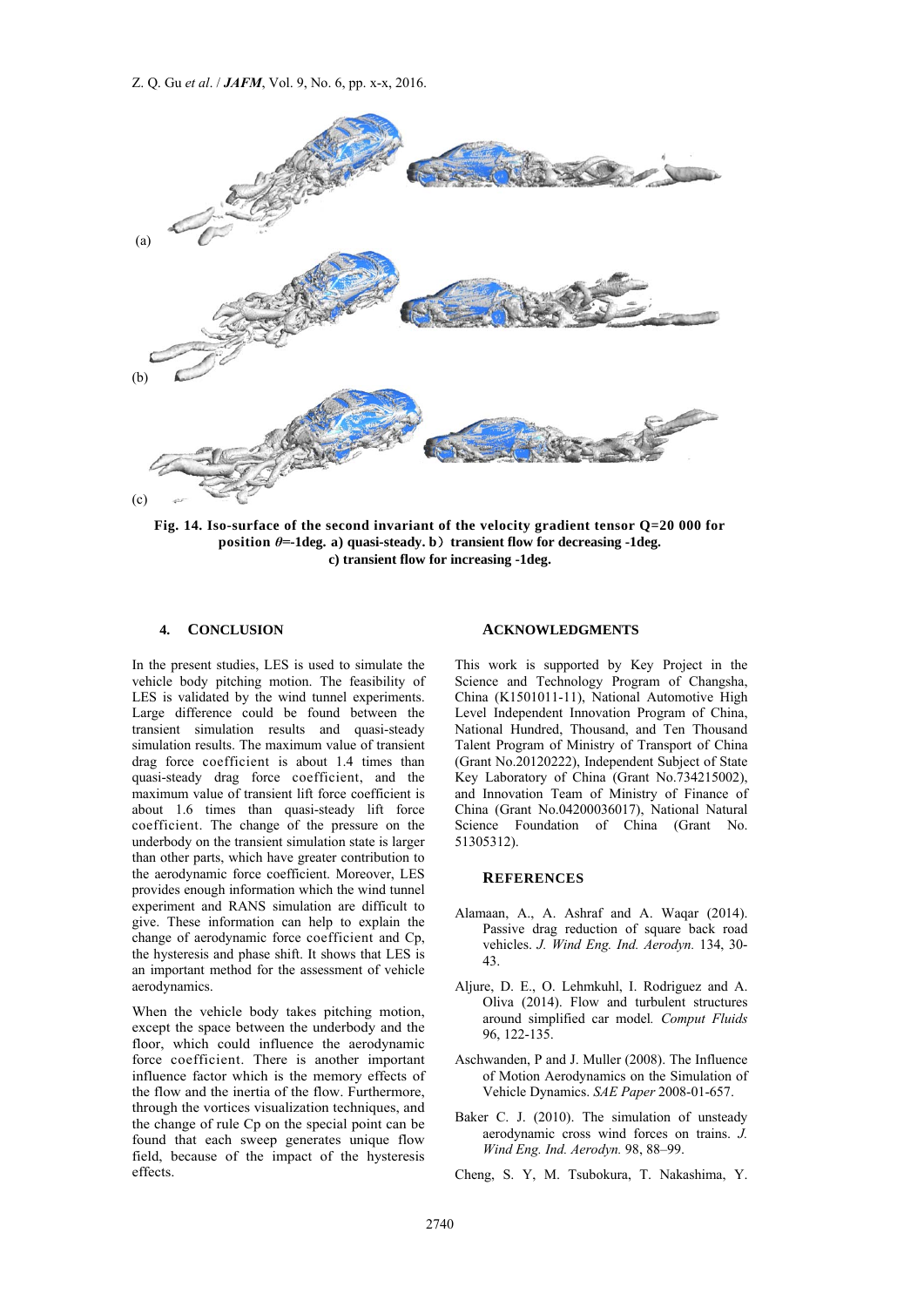(a)

(b)

(c)

**Fig. 14. Iso-surface of the second invariant of the velocity gradient tensor Q=20 000 for position $\theta$=-1deg. a) quasi-steady. b）transient flow for decreasing -1deg. c) transient flow for increasing -1deg.**

## 4. CONCLUSION

In the present studies, LES is used to simulate the vehicle body pitching motion. The feasibility of LES is validated by the wind tunnel experiments. Large difference could be found between the transient simulation results and quasi-steady simulation results. The maximum value of transient drag force coefficient is about 1.4 times than quasi-steady drag force coefficient, and the maximum value of transient lift force coefficient is about 1.6 times than quasi-steady lift force coefficient. The change of the pressure on the underbody on the transient simulation state is larger than other parts, which have greater contribution to the aerodynamic force coefficient. Moreover, LES provides enough information which the wind tunnel experiment and RANS simulation are difficult to give. These information can help to explain the change of aerodynamic force coefficient and Cp, the hysteresis and phase shift. It shows that LES is an important method for the assessment of vehicle aerodynamics.

When the vehicle body takes pitching motion, except the space between the underbody and the floor, which could influence the aerodynamic force coefficient. There is another important influence factor which is the memory effects of the flow and the inertia of the flow. Furthermore, through the vortices visualization techniques, and the change of rule Cp on the special point can be found that each sweep generates unique flow field, because of the impact of the hysteresis effects.

## ACKNOWLEDGMENTS

This work is supported by Key Project in the Science and Technology Program of Changsha, China (K1501011-11), National Automotive High Level Independent Innovation Program of China, National Hundred, Thousand, and Ten Thousand Talent Program of Ministry of Transport of China (Grant No.20120222), Independent Subject of State Key Laboratory of China (Grant No.734215002), and Innovation Team of Ministry of Finance of China (Grant No.04200036017), National Natural Science Foundation of China (Grant No. 51305312).

## REFERENCES

Alamaan, A., A. Ashraf and A. Waqar (2014). Passive drag reduction of square back road vehicles. *J. Wind Eng. Ind. Aerodyn.* 134, 30-43.

Aljure, D. E., O. Lehmkuhl, I. Rodriguez and A. Oliva (2014). Flow and turbulent structures around simplified car model*. Comput Fluids* 96, 122-135.

Aschwanden, P and J. Muller (2008). The Influence of Motion Aerodynamics on the Simulation of Vehicle Dynamics. *SAE Paper* 2008-01-657.

Baker C. J. (2010). The simulation of unsteady aerodynamic cross wind forces on trains. *J. Wind Eng. Ind. Aerodyn.* 98, 88–99.

Cheng, S. Y, M. Tsubokura, T. Nakashima, Y.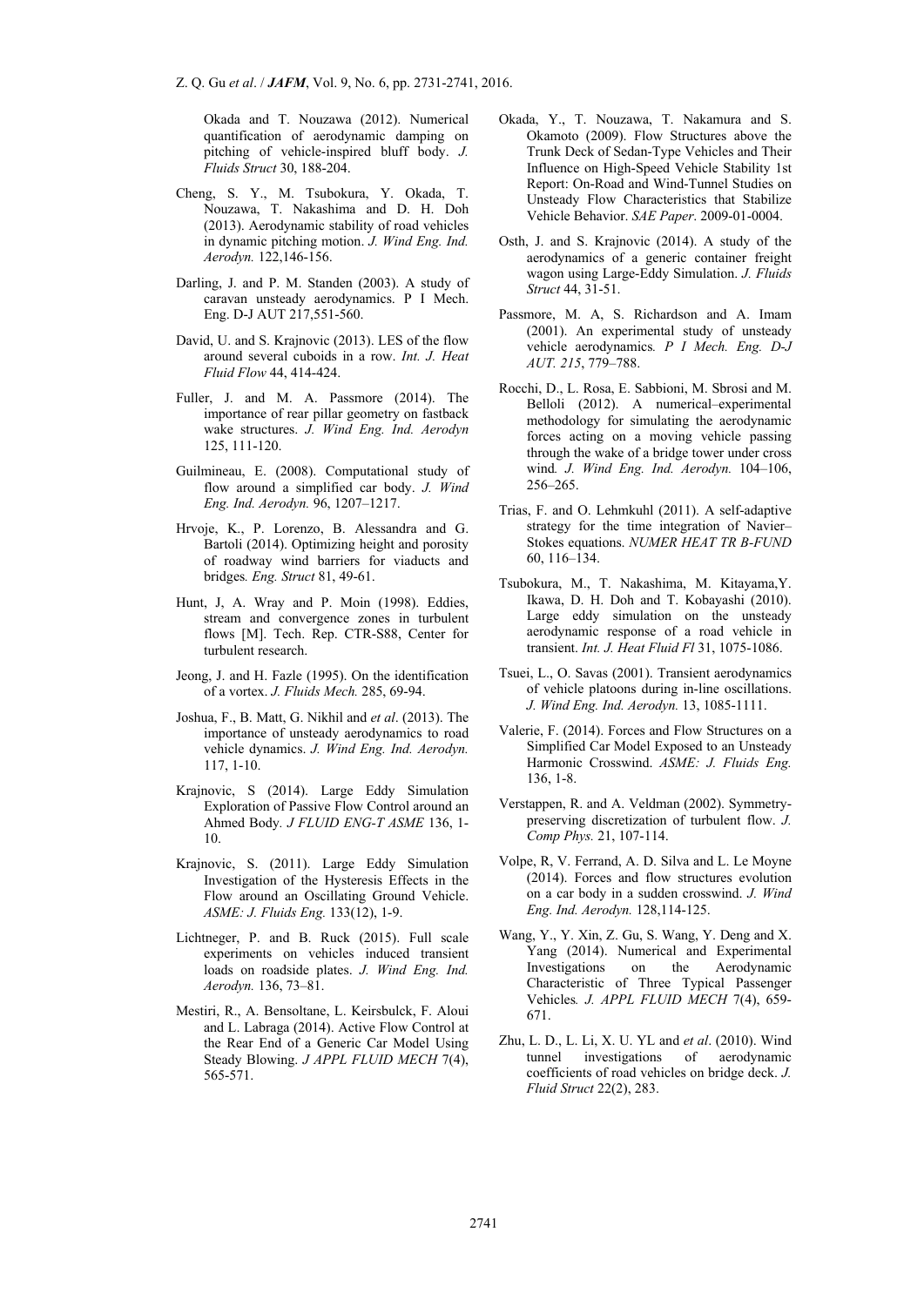Okada and T. Nouzawa (2012). Numerical quantification of aerodynamic damping on pitching of vehicle-inspired bluff body. *J. Fluids Struct* 30, 188-204.

Cheng, S. Y., M. Tsubokura, Y. Okada, T. Nouzawa, T. Nakashima and D. H. Doh (2013). Aerodynamic stability of road vehicles in dynamic pitching motion. *J. Wind Eng. Ind. Aerodyn.* 122,146-156.

Darling, J. and P. M. Standen (2003). A study of caravan unsteady aerodynamics. P I Mech. Eng. D-J AUT 217,551-560.

David, U. and S. Krajnovic (2013). LES of the flow around several cuboids in a row. *Int. J. Heat Fluid Flow* 44, 414-424.

Fuller, J. and M. A. Passmore (2014). The importance of rear pillar geometry on fastback wake structures. *J. Wind Eng. Ind. Aerodyn* 125, 111-120.

Guilmineau, E. (2008). Computational study of flow around a simplified car body. *J. Wind Eng. Ind. Aerodyn.* 96, 1207–1217.

Hrvoje, K., P. Lorenzo, B. Alessandra and G. Bartoli (2014). Optimizing height and porosity of roadway wind barriers for viaducts and bridges*. Eng. Struct* 81, 49-61.

Hunt, J, A. Wray and P. Moin (1998). Eddies, stream and convergence zones in turbulent flows [M]. Tech. Rep. CTR-S88, Center for turbulent research.

Jeong, J. and H. Fazle (1995). On the identification of a vortex. *J. Fluids Mech.* 285, 69-94.

Joshua, F., B. Matt, G. Nikhil and *et al*. (2013). The importance of unsteady aerodynamics to road vehicle dynamics. *J. Wind Eng. Ind. Aerodyn.* 117, 1-10.

Krajnovic, S (2014). Large Eddy Simulation Exploration of Passive Flow Control around an Ahmed Body*. J FLUID ENG-T ASME* 136, 1-10.

Krajnovic, S. (2011). Large Eddy Simulation Investigation of the Hysteresis Effects in the Flow around an Oscillating Ground Vehicle. *ASME: J. Fluids Eng.* 133(12), 1-9.

Lichtneger, P. and B. Ruck (2015). Full scale experiments on vehicles induced transient loads on roadside plates. *J. Wind Eng. Ind. Aerodyn.* 136, 73–81.

Mestiri, R., A. Bensoltane, L. Keirsbulck, F. Aloui and L. Labraga (2014). Active Flow Control at the Rear End of a Generic Car Model Using Steady Blowing. *J APPL FLUID MECH* 7(4), 565-571.

Okada, Y., T. Nouzawa, T. Nakamura and S. Okamoto (2009). Flow Structures above the Trunk Deck of Sedan-Type Vehicles and Their Influence on High-Speed Vehicle Stability 1st Report: On-Road and Wind-Tunnel Studies on Unsteady Flow Characteristics that Stabilize Vehicle Behavior. *SAE Paper*. 2009-01-0004.

Osth, J. and S. Krajnovic (2014). A study of the aerodynamics of a generic container freight wagon using Large-Eddy Simulation. *J. Fluids Struct* 44, 31-51.

Passmore, M. A, S. Richardson and A. Imam (2001). An experimental study of unsteady vehicle aerodynamics*. P I Mech. Eng. D-J AUT. 215*, 779–788.

Rocchi, D., L. Rosa, E. Sabbioni, M. Sbrosi and M. Belloli (2012). A numerical–experimental methodology for simulating the aerodynamic forces acting on a moving vehicle passing through the wake of a bridge tower under cross wind*. J. Wind Eng. Ind. Aerodyn.* 104–106, 256–265.

Trias, F. and O. Lehmkuhl (2011). A self-adaptive strategy for the time integration of Navier–Stokes equations. *NUMER HEAT TR B-FUND* 60, 116–134.

Tsubokura, M., T. Nakashima, M. Kitayama,Y. Ikawa, D. H. Doh and T. Kobayashi (2010). Large eddy simulation on the unsteady aerodynamic response of a road vehicle in transient. *Int. J. Heat Fluid Fl* 31, 1075-1086.

Tsuei, L., O. Savas (2001). Transient aerodynamics of vehicle platoons during in-line oscillations. *J. Wind Eng. Ind. Aerodyn.* 13, 1085-1111.

Valerie, F. (2014). Forces and Flow Structures on a Simplified Car Model Exposed to an Unsteady Harmonic Crosswind. *ASME: J. Fluids Eng.* 136, 1-8.

Verstappen, R. and A. Veldman (2002). Symmetry-preserving discretization of turbulent flow. *J. Comp Phys.* 21, 107-114.

Volpe, R, V. Ferrand, A. D. Silva and L. Le Moyne (2014). Forces and flow structures evolution on a car body in a sudden crosswind. *J. Wind Eng. Ind. Aerodyn.* 128,114-125.

Wang, Y., Y. Xin, Z. Gu, S. Wang, Y. Deng and X. Yang (2014). Numerical and Experimental Investigations on the Aerodynamic Characteristic of Three Typical Passenger Vehicles*. J. APPL FLUID MECH* 7(4), 659-671.

Zhu, L. D., L. Li, X. U. YL and *et al*. (2010). Wind tunnel investigations of aerodynamic coefficients of road vehicles on bridge deck. *J. Fluid Struct* 22(2), 283.